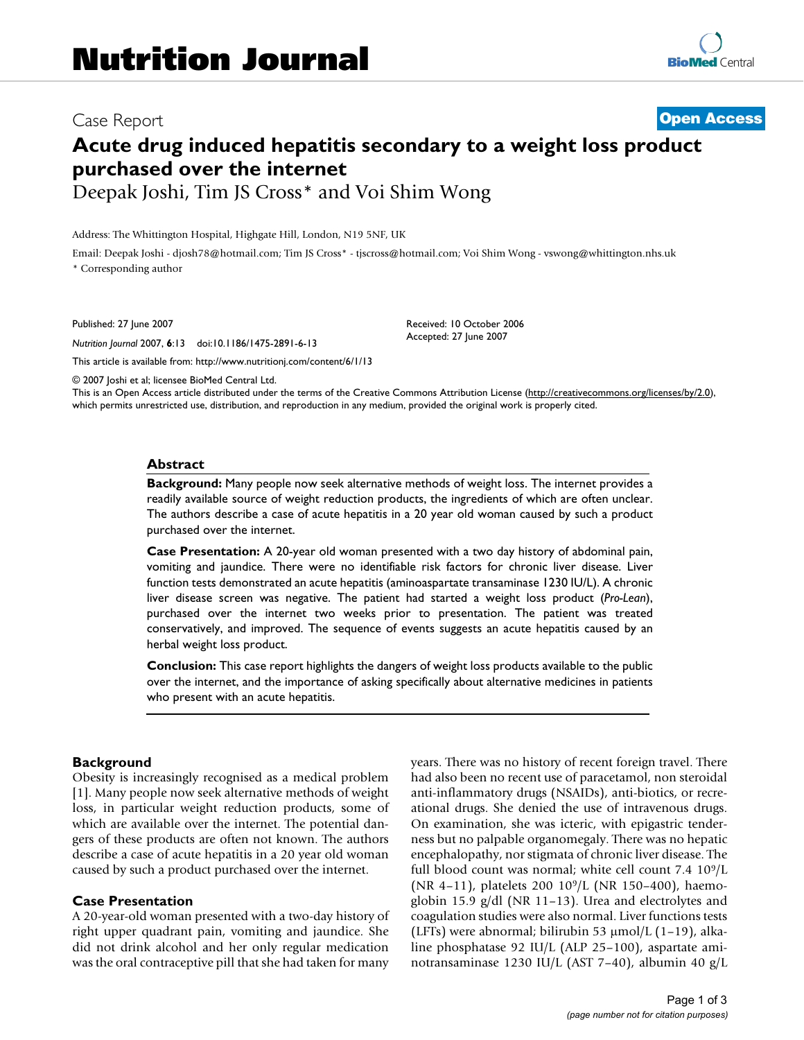# Nutrition Journal

Case Report

**Open Access**

# Acute drug induced hepatitis secondary to a weight loss product purchased over the internet

Deepak Joshi, Tim JS Cross* and Voi Shim Wong

Address: The Whittington Hospital, Highgate Hill, London, N19 5NF, UK

Email: Deepak Joshi - djosh78@hotmail.com; Tim JS Cross* - tjscross@hotmail.com; Voi Shim Wong - vswong@whittington.nhs.uk

* Corresponding author

Published: 27 June 2007

*Nutrition Journal* 2007, **6**:13 doi:10.1186/1475-2891-6-13

Received: 10 October 2006
Accepted: 27 June 2007

This article is available from: http://www.nutritionj.com/content/6/1/13

© 2007 Joshi et al; licensee BioMed Central Ltd.
This is an Open Access article distributed under the terms of the Creative Commons Attribution License (http://creativecommons.org/licenses/by/2.0), which permits unrestricted use, distribution, and reproduction in any medium, provided the original work is properly cited.

## Abstract

**Background:** Many people now seek alternative methods of weight loss. The internet provides a readily available source of weight reduction products, the ingredients of which are often unclear. The authors describe a case of acute hepatitis in a 20 year old woman caused by such a product purchased over the internet.

**Case Presentation:** A 20-year old woman presented with a two day history of abdominal pain, vomiting and jaundice. There were no identifiable risk factors for chronic liver disease. Liver function tests demonstrated an acute hepatitis (aminoaspartate transaminase 1230 IU/L). A chronic liver disease screen was negative. The patient had started a weight loss product (*Pro-Lean*), purchased over the internet two weeks prior to presentation. The patient was treated conservatively, and improved. The sequence of events suggests an acute hepatitis caused by an herbal weight loss product.

**Conclusion:** This case report highlights the dangers of weight loss products available to the public over the internet, and the importance of asking specifically about alternative medicines in patients who present with an acute hepatitis.

## Background

Obesity is increasingly recognised as a medical problem [1]. Many people now seek alternative methods of weight loss, in particular weight reduction products, some of which are available over the internet. The potential dangers of these products are often not known. The authors describe a case of acute hepatitis in a 20 year old woman caused by such a product purchased over the internet.

## Case Presentation

A 20-year-old woman presented with a two-day history of right upper quadrant pain, vomiting and jaundice. She did not drink alcohol and her only regular medication was the oral contraceptive pill that she had taken for many years. There was no history of recent foreign travel. There had also been no recent use of paracetamol, non steroidal anti-inflammatory drugs (NSAIDs), anti-biotics, or recreational drugs. She denied the use of intravenous drugs. On examination, she was icteric, with epigastric tenderness but no palpable organomegaly. There was no hepatic encephalopathy, nor stigmata of chronic liver disease. The full blood count was normal; white cell count 7.4 $10^9$/L (NR 4–11), platelets 200 $10^9$/L (NR 150–400), haemoglobin 15.9 g/dl (NR 11–13). Urea and electrolytes and coagulation studies were also normal. Liver functions tests (LFTs) were abnormal; bilirubin 53 μmol/L (1–19), alkaline phosphatase 92 IU/L (ALP 25–100), aspartate aminotransaminase 1230 IU/L (AST 7–40), albumin 40 g/L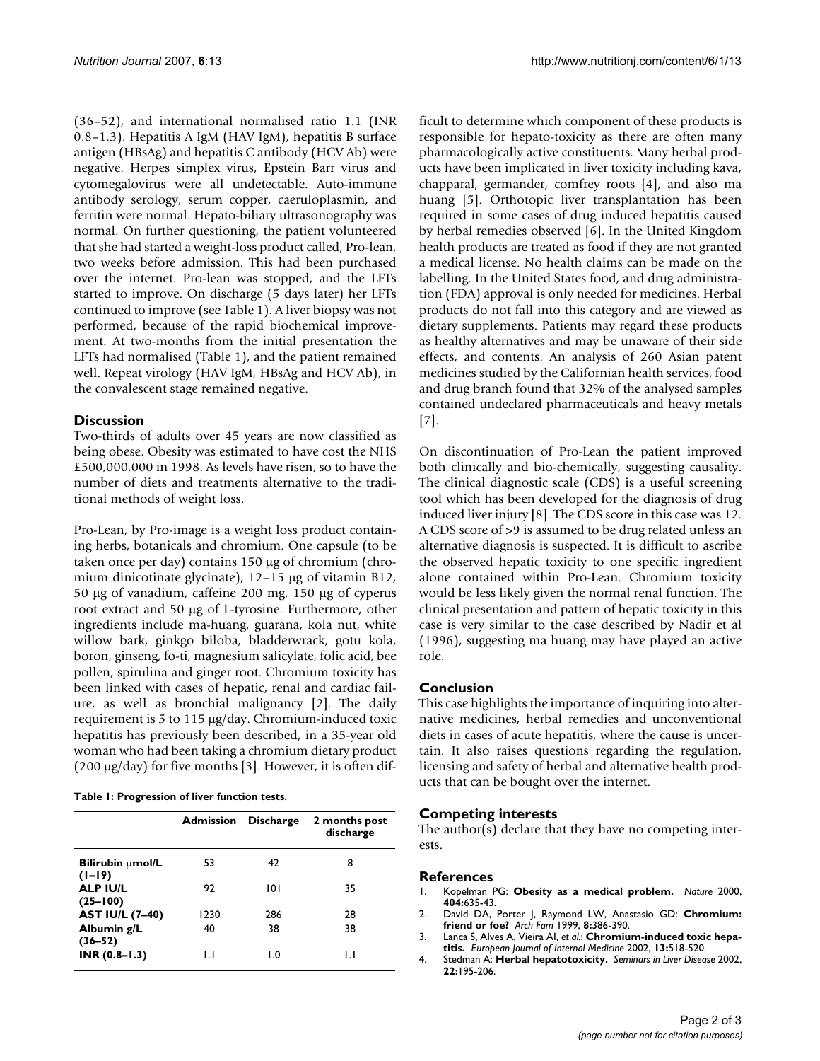(36–52), and international normalised ratio 1.1 (INR 0.8–1.3). Hepatitis A IgM (HAV IgM), hepatitis B surface antigen (HBsAg) and hepatitis C antibody (HCV Ab) were negative. Herpes simplex virus, Epstein Barr virus and cytomegalovirus were all undetectable. Auto-immune antibody serology, serum copper, caeruloplasmin, and ferritin were normal. Hepato-biliary ultrasonography was normal. On further questioning, the patient volunteered that she had started a weight-loss product called, Pro-lean, two weeks before admission. This had been purchased over the internet. Pro-lean was stopped, and the LFTs started to improve. On discharge (5 days later) her LFTs continued to improve (see Table 1). A liver biopsy was not performed, because of the rapid biochemical improvement. At two-months from the initial presentation the LFTs had normalised (Table 1), and the patient remained well. Repeat virology (HAV IgM, HBsAg and HCV Ab), in the convalescent stage remained negative.

## Discussion

Two-thirds of adults over 45 years are now classified as being obese. Obesity was estimated to have cost the NHS £500,000,000 in 1998. As levels have risen, so to have the number of diets and treatments alternative to the traditional methods of weight loss.

Pro-Lean, by Pro-image is a weight loss product containing herbs, botanicals and chromium. One capsule (to be taken once per day) contains 150 μg of chromium (chromium dinicotinate glycinate), 12–15 μg of vitamin B12, 50 μg of vanadium, caffeine 200 mg, 150 μg of cyperus root extract and 50 μg of L-tyrosine. Furthermore, other ingredients include ma-huang, guarana, kola nut, white willow bark, ginkgo biloba, bladderwrack, gotu kola, boron, ginseng, fo-ti, magnesium salicylate, folic acid, bee pollen, spirulina and ginger root. Chromium toxicity has been linked with cases of hepatic, renal and cardiac failure, as well as bronchial malignancy [2]. The daily requirement is 5 to 115 μg/day. Chromium-induced toxic hepatitis has previously been described, in a 35-year old woman who had been taking a chromium dietary product (200 μg/day) for five months [3]. However, it is often difficult to determine which component of these products is responsible for hepato-toxicity as there are often many pharmacologically active constituents. Many herbal products have been implicated in liver toxicity including kava, chapparal, germander, comfrey roots [4], and also ma huang [5]. Orthotopic liver transplantation has been required in some cases of drug induced hepatitis caused by herbal remedies observed [6]. In the United Kingdom health products are treated as food if they are not granted a medical license. No health claims can be made on the labelling. In the United States food, and drug administration (FDA) approval is only needed for medicines. Herbal products do not fall into this category and are viewed as dietary supplements. Patients may regard these products as healthy alternatives and may be unaware of their side effects, and contents. An analysis of 260 Asian patent medicines studied by the Californian health services, food and drug branch found that 32% of the analysed samples contained undeclared pharmaceuticals and heavy metals [7].

**Table 1: Progression of liver function tests.**

| | Admission | Discharge | 2 months post discharge |
|---|---|---|---|
| **Bilirubin μmol/L (1–19)** | 53 | 42 | 8 |
| **ALP IU/L (25–100)** | 92 | 101 | 35 |
| **AST IU/L (7–40)** | 1230 | 286 | 28 |
| **Albumin g/L (36–52)** | 40 | 38 | 38 |
| **INR (0.8–1.3)** | 1.1 | 1.0 | 1.1 |

On discontinuation of Pro-Lean the patient improved both clinically and bio-chemically, suggesting causality. The clinical diagnostic scale (CDS) is a useful screening tool which has been developed for the diagnosis of drug induced liver injury [8]. The CDS score in this case was 12. A CDS score of >9 is assumed to be drug related unless an alternative diagnosis is suspected. It is difficult to ascribe the observed hepatic toxicity to one specific ingredient alone contained within Pro-Lean. Chromium toxicity would be less likely given the normal renal function. The clinical presentation and pattern of hepatic toxicity in this case is very similar to the case described by Nadir et al (1996), suggesting ma huang may have played an active role.

## Conclusion

This case highlights the importance of inquiring into alternative medicines, herbal remedies and unconventional diets in cases of acute hepatitis, where the cause is uncertain. It also raises questions regarding the regulation, licensing and safety of herbal and alternative health products that can be bought over the internet.

## Competing interests

The author(s) declare that they have no competing interests.

## References

1. Kopelman PG: **Obesity as a medical problem.** *Nature* 2000, **404:**635-43.
2. David DA, Porter J, Raymond LW, Anastasio GD: **Chromium: friend or foe?** *Arch Fam* 1999, **8:**386-390.
3. Lanca S, Alves A, Vieira AI, *et al.*: **Chromium-induced toxic hepatitis.** *European Journal of Internal Medicine* 2002, **13:**518-520.
4. Stedman A: **Herbal hepatotoxicity.** *Seminars in Liver Disease* 2002, **22:**195-206.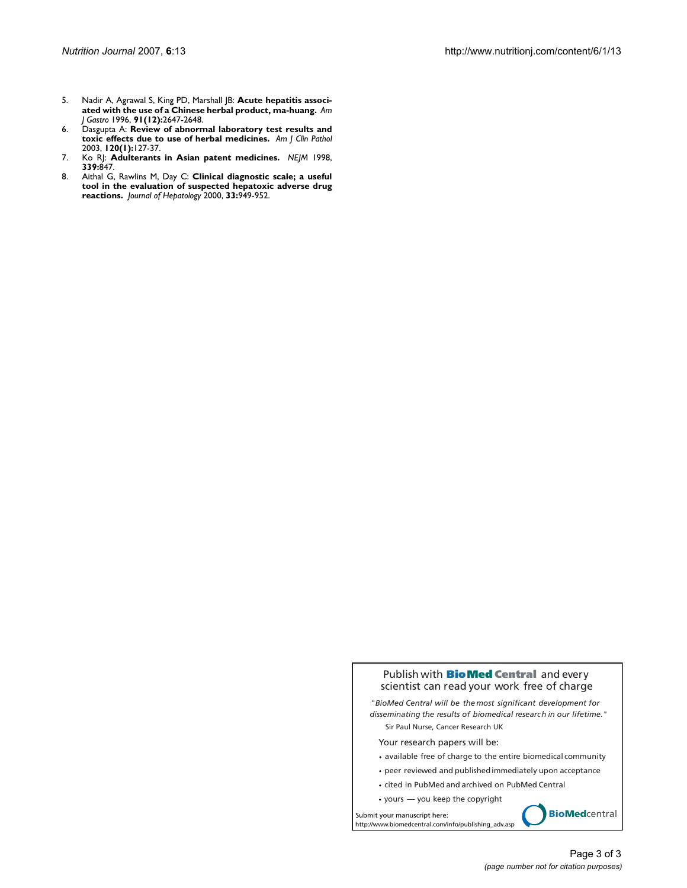5. Nadir A, Agrawal S, King PD, Marshall JB: **Acute hepatitis associated with the use of a Chinese herbal product, ma-huang.** *Am J Gastro* 1996, **91(12):**2647-2648.
6. Dasgupta A: **Review of abnormal laboratory test results and toxic effects due to use of herbal medicines.** *Am J Clin Pathol* 2003, **120(1):**127-37.
7. Ko RJ: **Adulterants in Asian patent medicines.** *NEJM* 1998, **339:**847.
8. Aithal G, Rawlins M, Day C: **Clinical diagnostic scale; a useful tool in the evaluation of suspected hepatoxic adverse drug reactions.** *Journal of Hepatology* 2000, **33:**949-952.

Publish with **BioMed Central** and every scientist can read your work free of charge

*"BioMed Central will be the most significant development for disseminating the results of biomedical research in our lifetime."*

Sir Paul Nurse, Cancer Research UK

Your research papers will be:

- available free of charge to the entire biomedical community
- peer reviewed and published immediately upon acceptance
- cited in PubMed and archived on PubMed Central
- yours — you keep the copyright

Submit your manuscript here:
http://www.biomedcentral.com/info/publishing_adv.asp

**BioMed**central